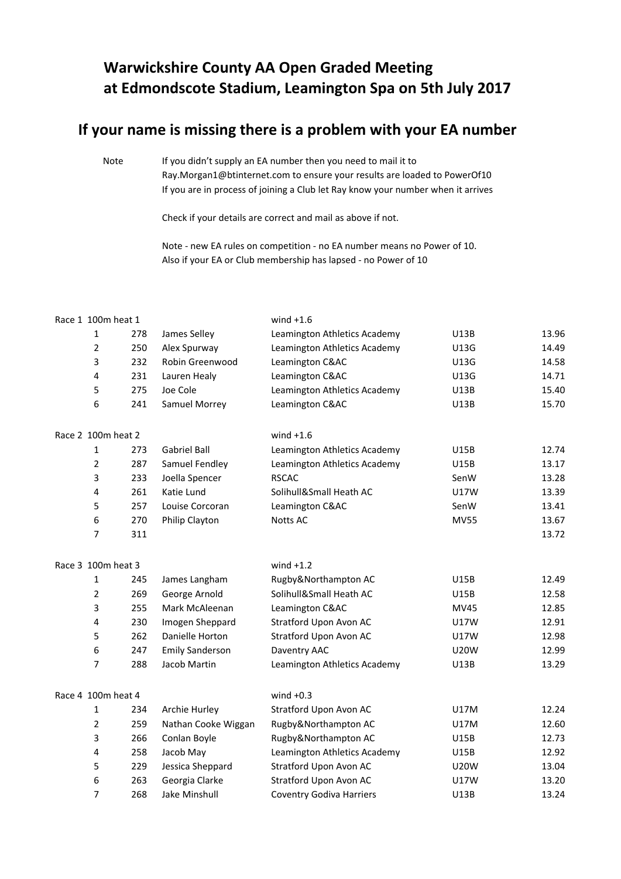# Warwickshire County AA Open Graded Meeting at Edmondscote Stadium, Leamington Spa on 5th July 2017

## If your name is missing there is a problem with your EA number

Note

If you didn't supply an EA number then you need to mail it to Ray.Morgan1@btinternet.com to ensure your results are loaded to PowerOf10
If you are in process of joining a Club let Ray know your number when it arrives

Check if your details are correct and mail as above if not.

Note - new EA rules on competition - no EA number means no Power of 10.
Also if your EA or Club membership has lapsed - no Power of 10

| Race 1 100m heat 1 | | | wind +1.6 | | |
|---|---|---|---|---|---|
| 1 | 278 | James Selley | Leamington Athletics Academy | U13B | 13.96 |
| 2 | 250 | Alex Spurway | Leamington Athletics Academy | U13G | 14.49 |
| 3 | 232 | Robin Greenwood | Leamington C&AC | U13G | 14.58 |
| 4 | 231 | Lauren Healy | Leamington C&AC | U13G | 14.71 |
| 5 | 275 | Joe Cole | Leamington Athletics Academy | U13B | 15.40 |
| 6 | 241 | Samuel Morrey | Leamington C&AC | U13B | 15.70 |

| Race 2 100m heat 2 | | | wind +1.6 | | |
|---|---|---|---|---|---|
| 1 | 273 | Gabriel Ball | Leamington Athletics Academy | U15B | 12.74 |
| 2 | 287 | Samuel Fendley | Leamington Athletics Academy | U15B | 13.17 |
| 3 | 233 | Joella Spencer | RSCAC | SenW | 13.28 |
| 4 | 261 | Katie Lund | Solihull&Small Heath AC | U17W | 13.39 |
| 5 | 257 | Louise Corcoran | Leamington C&AC | SenW | 13.41 |
| 6 | 270 | Philip Clayton | Notts AC | MV55 | 13.67 |
| 7 | 311 | | | | 13.72 |

| Race 3 100m heat 3 | | | wind +1.2 | | |
|---|---|---|---|---|---|
| 1 | 245 | James Langham | Rugby&Northampton AC | U15B | 12.49 |
| 2 | 269 | George Arnold | Solihull&Small Heath AC | U15B | 12.58 |
| 3 | 255 | Mark McAleenan | Leamington C&AC | MV45 | 12.85 |
| 4 | 230 | Imogen Sheppard | Stratford Upon Avon AC | U17W | 12.91 |
| 5 | 262 | Danielle Horton | Stratford Upon Avon AC | U17W | 12.98 |
| 6 | 247 | Emily Sanderson | Daventry AAC | U20W | 12.99 |
| 7 | 288 | Jacob Martin | Leamington Athletics Academy | U13B | 13.29 |

| Race 4 100m heat 4 | | | wind +0.3 | | |
|---|---|---|---|---|---|
| 1 | 234 | Archie Hurley | Stratford Upon Avon AC | U17M | 12.24 |
| 2 | 259 | Nathan Cooke Wiggan | Rugby&Northampton AC | U17M | 12.60 |
| 3 | 266 | Conlan Boyle | Rugby&Northampton AC | U15B | 12.73 |
| 4 | 258 | Jacob May | Leamington Athletics Academy | U15B | 12.92 |
| 5 | 229 | Jessica Sheppard | Stratford Upon Avon AC | U20W | 13.04 |
| 6 | 263 | Georgia Clarke | Stratford Upon Avon AC | U17W | 13.20 |
| 7 | 268 | Jake Minshull | Coventry Godiva Harriers | U13B | 13.24 |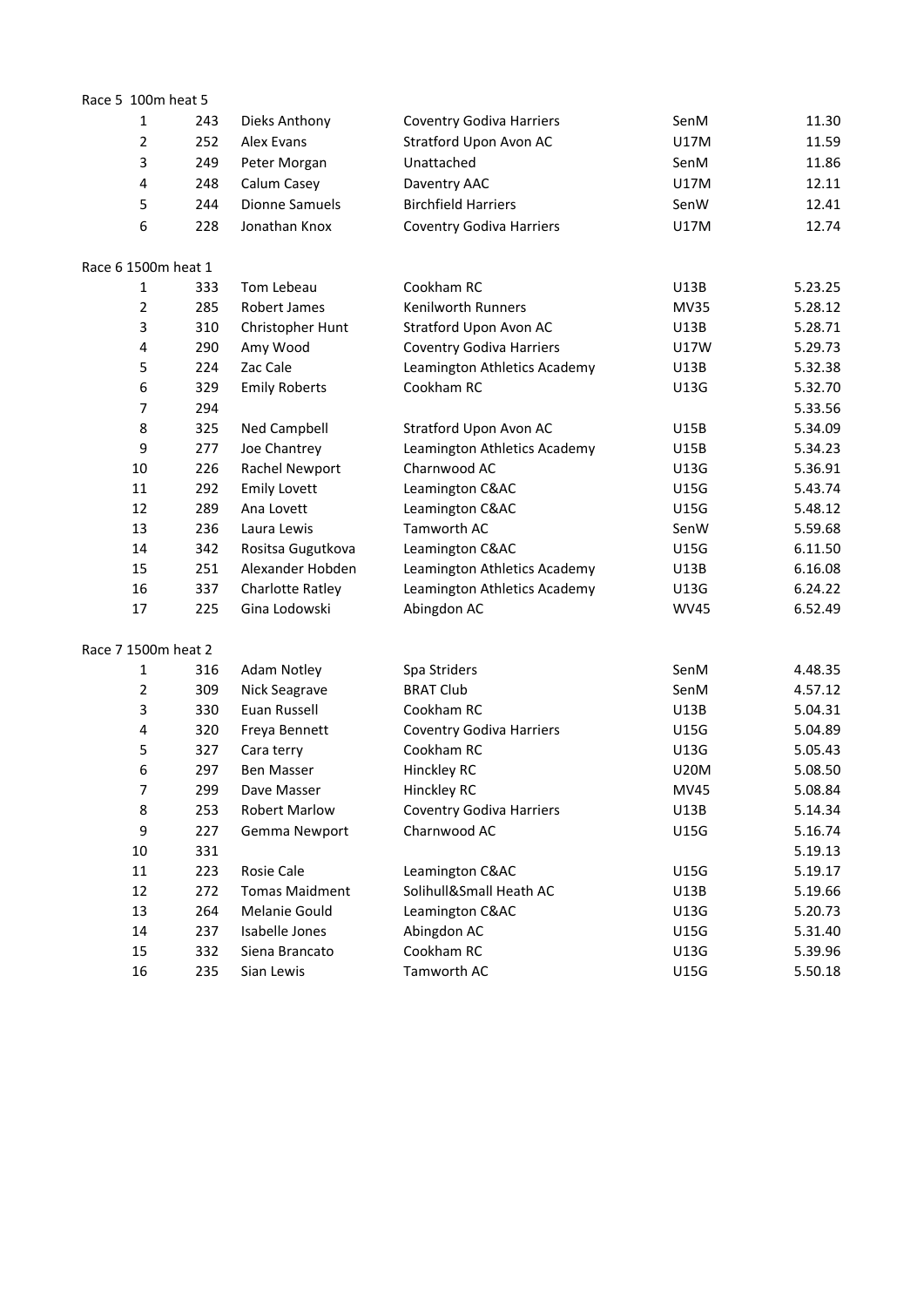Race 5 100m heat 5

| | | | | | |
|---|---|---|---|---|---|
| 1 | 243 | Dieks Anthony | Coventry Godiva Harriers | SenM | 11.30 |
| 2 | 252 | Alex Evans | Stratford Upon Avon AC | U17M | 11.59 |
| 3 | 249 | Peter Morgan | Unattached | SenM | 11.86 |
| 4 | 248 | Calum Casey | Daventry AAC | U17M | 12.11 |
| 5 | 244 | Dionne Samuels | Birchfield Harriers | SenW | 12.41 |
| 6 | 228 | Jonathan Knox | Coventry Godiva Harriers | U17M | 12.74 |

Race 6 1500m heat 1

| | | | | | |
|---|---|---|---|---|---|
| 1 | 333 | Tom Lebeau | Cookham RC | U13B | 5.23.25 |
| 2 | 285 | Robert James | Kenilworth Runners | MV35 | 5.28.12 |
| 3 | 310 | Christopher Hunt | Stratford Upon Avon AC | U13B | 5.28.71 |
| 4 | 290 | Amy Wood | Coventry Godiva Harriers | U17W | 5.29.73 |
| 5 | 224 | Zac Cale | Leamington Athletics Academy | U13B | 5.32.38 |
| 6 | 329 | Emily Roberts | Cookham RC | U13G | 5.32.70 |
| 7 | 294 | | | | 5.33.56 |
| 8 | 325 | Ned Campbell | Stratford Upon Avon AC | U15B | 5.34.09 |
| 9 | 277 | Joe Chantrey | Leamington Athletics Academy | U15B | 5.34.23 |
| 10 | 226 | Rachel Newport | Charnwood AC | U13G | 5.36.91 |
| 11 | 292 | Emily Lovett | Leamington C&AC | U15G | 5.43.74 |
| 12 | 289 | Ana Lovett | Leamington C&AC | U15G | 5.48.12 |
| 13 | 236 | Laura Lewis | Tamworth AC | SenW | 5.59.68 |
| 14 | 342 | Rositsa Gugutkova | Leamington C&AC | U15G | 6.11.50 |
| 15 | 251 | Alexander Hobden | Leamington Athletics Academy | U13B | 6.16.08 |
| 16 | 337 | Charlotte Ratley | Leamington Athletics Academy | U13G | 6.24.22 |
| 17 | 225 | Gina Lodowski | Abingdon AC | WV45 | 6.52.49 |

Race 7 1500m heat 2

| | | | | | |
|---|---|---|---|---|---|
| 1 | 316 | Adam Notley | Spa Striders | SenM | 4.48.35 |
| 2 | 309 | Nick Seagrave | BRAT Club | SenM | 4.57.12 |
| 3 | 330 | Euan Russell | Cookham RC | U13B | 5.04.31 |
| 4 | 320 | Freya Bennett | Coventry Godiva Harriers | U15G | 5.04.89 |
| 5 | 327 | Cara terry | Cookham RC | U13G | 5.05.43 |
| 6 | 297 | Ben Masser | Hinckley RC | U20M | 5.08.50 |
| 7 | 299 | Dave Masser | Hinckley RC | MV45 | 5.08.84 |
| 8 | 253 | Robert Marlow | Coventry Godiva Harriers | U13B | 5.14.34 |
| 9 | 227 | Gemma Newport | Charnwood AC | U15G | 5.16.74 |
| 10 | 331 | | | | 5.19.13 |
| 11 | 223 | Rosie Cale | Leamington C&AC | U15G | 5.19.17 |
| 12 | 272 | Tomas Maidment | Solihull&Small Heath AC | U13B | 5.19.66 |
| 13 | 264 | Melanie Gould | Leamington C&AC | U13G | 5.20.73 |
| 14 | 237 | Isabelle Jones | Abingdon AC | U15G | 5.31.40 |
| 15 | 332 | Siena Brancato | Cookham RC | U13G | 5.39.96 |
| 16 | 235 | Sian Lewis | Tamworth AC | U15G | 5.50.18 |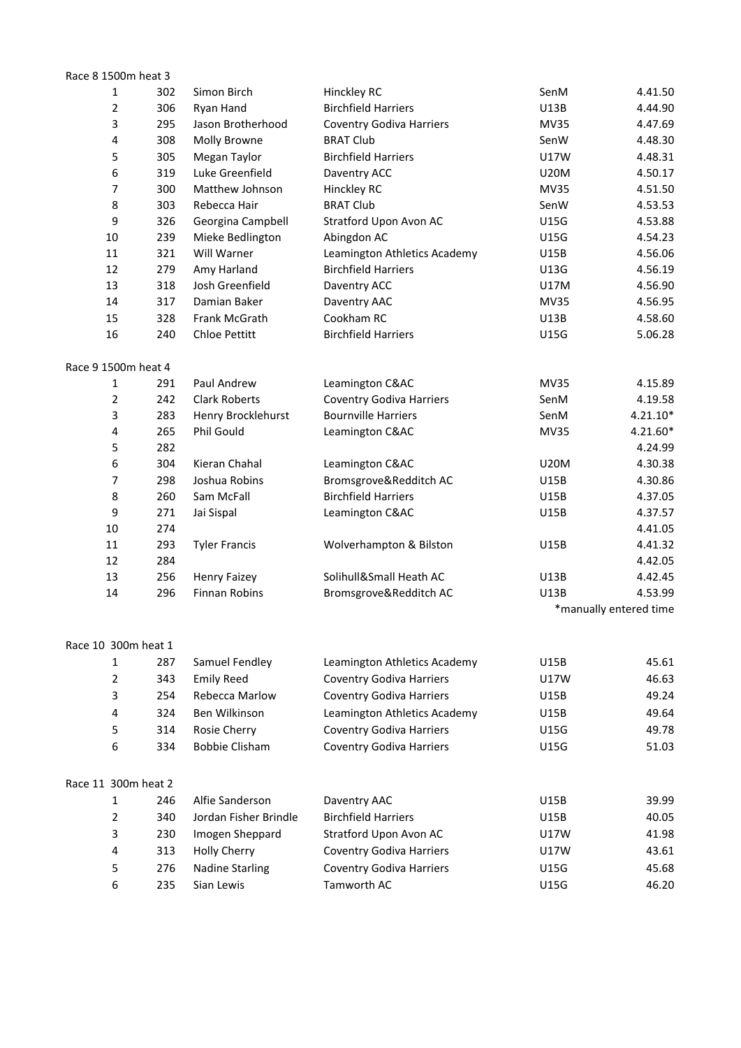Race 8 1500m heat 3

| | | | | | |
|---|---|---|---|---|---|
| 1 | 302 | Simon Birch | Hinckley RC | SenM | 4.41.50 |
| 2 | 306 | Ryan Hand | Birchfield Harriers | U13B | 4.44.90 |
| 3 | 295 | Jason Brotherhood | Coventry Godiva Harriers | MV35 | 4.47.69 |
| 4 | 308 | Molly Browne | BRAT Club | SenW | 4.48.30 |
| 5 | 305 | Megan Taylor | Birchfield Harriers | U17W | 4.48.31 |
| 6 | 319 | Luke Greenfield | Daventry ACC | U20M | 4.50.17 |
| 7 | 300 | Matthew Johnson | Hinckley RC | MV35 | 4.51.50 |
| 8 | 303 | Rebecca Hair | BRAT Club | SenW | 4.53.53 |
| 9 | 326 | Georgina Campbell | Stratford Upon Avon AC | U15G | 4.53.88 |
| 10 | 239 | Mieke Bedlington | Abingdon AC | U15G | 4.54.23 |
| 11 | 321 | Will Warner | Leamington Athletics Academy | U15B | 4.56.06 |
| 12 | 279 | Amy Harland | Birchfield Harriers | U13G | 4.56.19 |
| 13 | 318 | Josh Greenfield | Daventry ACC | U17M | 4.56.90 |
| 14 | 317 | Damian Baker | Daventry AAC | MV35 | 4.56.95 |
| 15 | 328 | Frank McGrath | Cookham RC | U13B | 4.58.60 |
| 16 | 240 | Chloe Pettitt | Birchfield Harriers | U15G | 5.06.28 |

Race 9 1500m heat 4

| | | | | | |
|---|---|---|---|---|---|
| 1 | 291 | Paul Andrew | Leamington C&AC | MV35 | 4.15.89 |
| 2 | 242 | Clark Roberts | Coventry Godiva Harriers | SenM | 4.19.58 |
| 3 | 283 | Henry Brocklehurst | Bournville Harriers | SenM | 4.21.10* |
| 4 | 265 | Phil Gould | Leamington C&AC | MV35 | 4.21.60* |
| 5 | 282 | | | | 4.24.99 |
| 6 | 304 | Kieran Chahal | Leamington C&AC | U20M | 4.30.38 |
| 7 | 298 | Joshua Robins | Bromsgrove&Redditch AC | U15B | 4.30.86 |
| 8 | 260 | Sam McFall | Birchfield Harriers | U15B | 4.37.05 |
| 9 | 271 | Jai Sispal | Leamington C&AC | U15B | 4.37.57 |
| 10 | 274 | | | | 4.41.05 |
| 11 | 293 | Tyler Francis | Wolverhampton & Bilston | U15B | 4.41.32 |
| 12 | 284 | | | | 4.42.05 |
| 13 | 256 | Henry Faizey | Solihull&Small Heath AC | U13B | 4.42.45 |
| 14 | 296 | Finnan Robins | Bromsgrove&Redditch AC | U13B | 4.53.99 |

*manually entered time

Race 10 300m heat 1

| | | | | | |
|---|---|---|---|---|---|
| 1 | 287 | Samuel Fendley | Leamington Athletics Academy | U15B | 45.61 |
| 2 | 343 | Emily Reed | Coventry Godiva Harriers | U17W | 46.63 |
| 3 | 254 | Rebecca Marlow | Coventry Godiva Harriers | U15B | 49.24 |
| 4 | 324 | Ben Wilkinson | Leamington Athletics Academy | U15B | 49.64 |
| 5 | 314 | Rosie Cherry | Coventry Godiva Harriers | U15G | 49.78 |
| 6 | 334 | Bobbie Clisham | Coventry Godiva Harriers | U15G | 51.03 |

Race 11 300m heat 2

| | | | | | |
|---|---|---|---|---|---|
| 1 | 246 | Alfie Sanderson | Daventry AAC | U15B | 39.99 |
| 2 | 340 | Jordan Fisher Brindle | Birchfield Harriers | U15B | 40.05 |
| 3 | 230 | Imogen Sheppard | Stratford Upon Avon AC | U17W | 41.98 |
| 4 | 313 | Holly Cherry | Coventry Godiva Harriers | U17W | 43.61 |
| 5 | 276 | Nadine Starling | Coventry Godiva Harriers | U15G | 45.68 |
| 6 | 235 | Sian Lewis | Tamworth AC | U15G | 46.20 |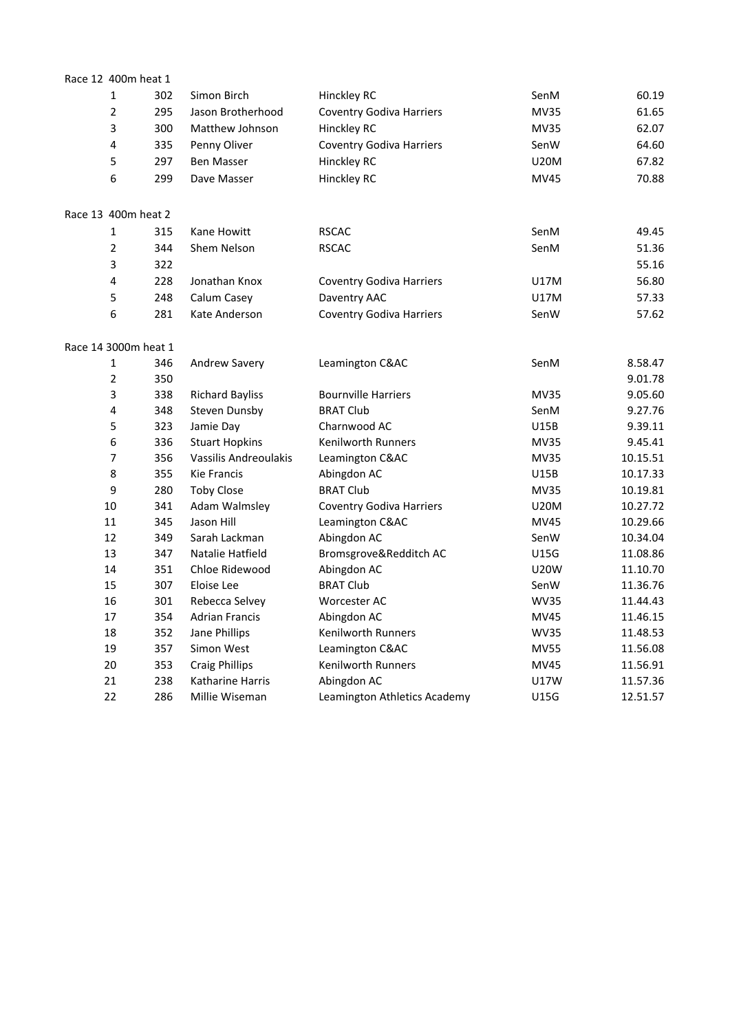Race 12 400m heat 1

| | | | | | |
|---|---|---|---|---|---|
| 1 | 302 | Simon Birch | Hinckley RC | SenM | 60.19 |
| 2 | 295 | Jason Brotherhood | Coventry Godiva Harriers | MV35 | 61.65 |
| 3 | 300 | Matthew Johnson | Hinckley RC | MV35 | 62.07 |
| 4 | 335 | Penny Oliver | Coventry Godiva Harriers | SenW | 64.60 |
| 5 | 297 | Ben Masser | Hinckley RC | U20M | 67.82 |
| 6 | 299 | Dave Masser | Hinckley RC | MV45 | 70.88 |

Race 13 400m heat 2

| | | | | | |
|---|---|---|---|---|---|
| 1 | 315 | Kane Howitt | RSCAC | SenM | 49.45 |
| 2 | 344 | Shem Nelson | RSCAC | SenM | 51.36 |
| 3 | 322 | | | | 55.16 |
| 4 | 228 | Jonathan Knox | Coventry Godiva Harriers | U17M | 56.80 |
| 5 | 248 | Calum Casey | Daventry AAC | U17M | 57.33 |
| 6 | 281 | Kate Anderson | Coventry Godiva Harriers | SenW | 57.62 |

Race 14 3000m heat 1

| | | | | | |
|---|---|---|---|---|---|
| 1 | 346 | Andrew Savery | Leamington C&AC | SenM | 8.58.47 |
| 2 | 350 | | | | 9.01.78 |
| 3 | 338 | Richard Bayliss | Bournville Harriers | MV35 | 9.05.60 |
| 4 | 348 | Steven Dunsby | BRAT Club | SenM | 9.27.76 |
| 5 | 323 | Jamie Day | Charnwood AC | U15B | 9.39.11 |
| 6 | 336 | Stuart Hopkins | Kenilworth Runners | MV35 | 9.45.41 |
| 7 | 356 | Vassilis Andreoulakis | Leamington C&AC | MV35 | 10.15.51 |
| 8 | 355 | Kie Francis | Abingdon AC | U15B | 10.17.33 |
| 9 | 280 | Toby Close | BRAT Club | MV35 | 10.19.81 |
| 10 | 341 | Adam Walmsley | Coventry Godiva Harriers | U20M | 10.27.72 |
| 11 | 345 | Jason Hill | Leamington C&AC | MV45 | 10.29.66 |
| 12 | 349 | Sarah Lackman | Abingdon AC | SenW | 10.34.04 |
| 13 | 347 | Natalie Hatfield | Bromsgrove&Redditch AC | U15G | 11.08.86 |
| 14 | 351 | Chloe Ridewood | Abingdon AC | U20W | 11.10.70 |
| 15 | 307 | Eloise Lee | BRAT Club | SenW | 11.36.76 |
| 16 | 301 | Rebecca Selvey | Worcester AC | WV35 | 11.44.43 |
| 17 | 354 | Adrian Francis | Abingdon AC | MV45 | 11.46.15 |
| 18 | 352 | Jane Phillips | Kenilworth Runners | WV35 | 11.48.53 |
| 19 | 357 | Simon West | Leamington C&AC | MV55 | 11.56.08 |
| 20 | 353 | Craig Phillips | Kenilworth Runners | MV45 | 11.56.91 |
| 21 | 238 | Katharine Harris | Abingdon AC | U17W | 11.57.36 |
| 22 | 286 | Millie Wiseman | Leamington Athletics Academy | U15G | 12.51.57 |